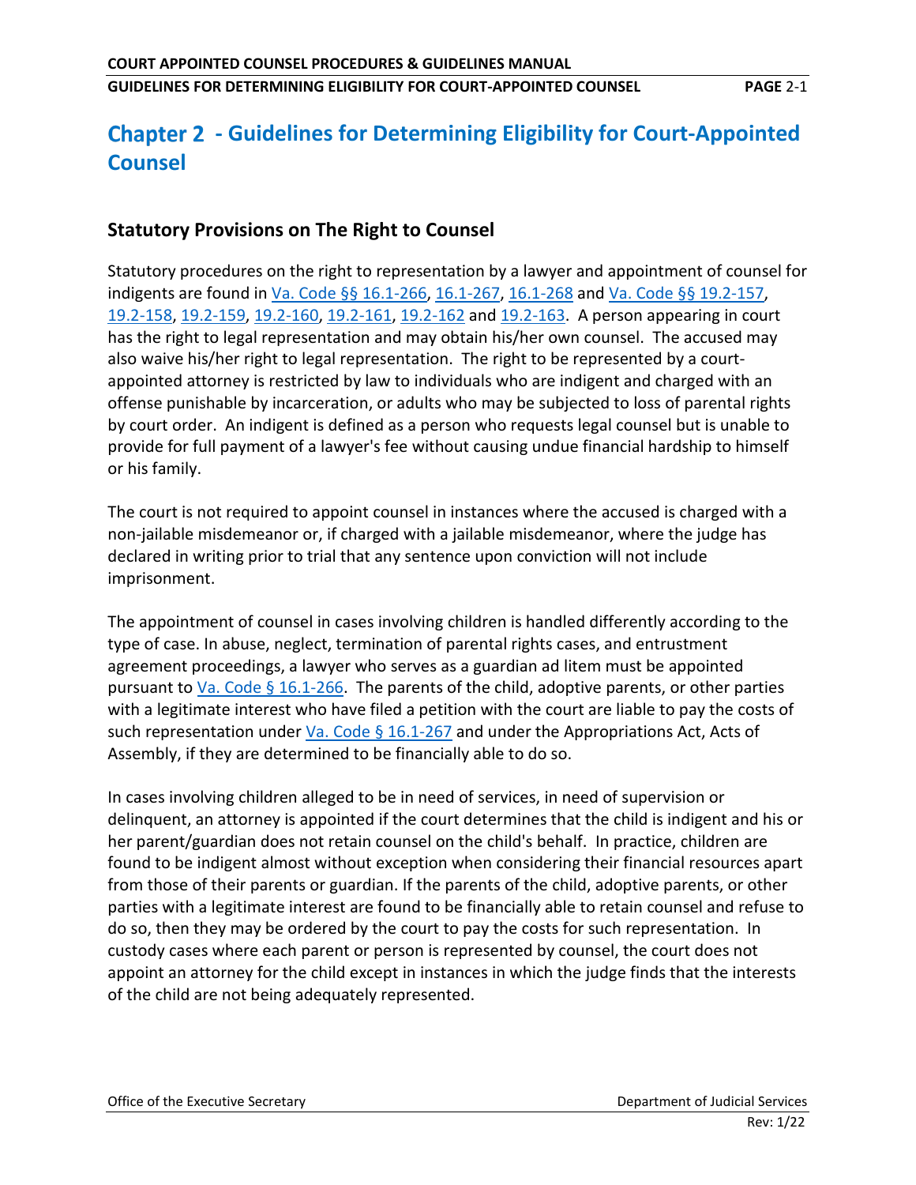# Chapter 2 - Guidelines for Determining Eligibility for Court-Appointed Counsel

## Statutory Provisions on The Right to Counsel

Statutory procedures on the right to representation by a lawyer and appointment of counsel for indigents are found in Va. Code §§ 16.1-266, 16.1-267, 16.1-268 and Va. Code §§ 19.2-157, 19.2-158, 19.2-159, 19.2-160, 19.2-161, 19.2-162 and 19.2-163. A person appearing in court has the right to legal representation and may obtain his/her own counsel. The accused may also waive his/her right to legal representation. The right to be represented by a court-appointed attorney is restricted by law to individuals who are indigent and charged with an offense punishable by incarceration, or adults who may be subjected to loss of parental rights by court order. An indigent is defined as a person who requests legal counsel but is unable to provide for full payment of a lawyer's fee without causing undue financial hardship to himself or his family.

The court is not required to appoint counsel in instances where the accused is charged with a non-jailable misdemeanor or, if charged with a jailable misdemeanor, where the judge has declared in writing prior to trial that any sentence upon conviction will not include imprisonment.

The appointment of counsel in cases involving children is handled differently according to the type of case. In abuse, neglect, termination of parental rights cases, and entrustment agreement proceedings, a lawyer who serves as a guardian ad litem must be appointed pursuant to Va. Code § 16.1-266. The parents of the child, adoptive parents, or other parties with a legitimate interest who have filed a petition with the court are liable to pay the costs of such representation under Va. Code § 16.1-267 and under the Appropriations Act, Acts of Assembly, if they are determined to be financially able to do so.

In cases involving children alleged to be in need of services, in need of supervision or delinquent, an attorney is appointed if the court determines that the child is indigent and his or her parent/guardian does not retain counsel on the child's behalf. In practice, children are found to be indigent almost without exception when considering their financial resources apart from those of their parents or guardian. If the parents of the child, adoptive parents, or other parties with a legitimate interest are found to be financially able to retain counsel and refuse to do so, then they may be ordered by the court to pay the costs for such representation. In custody cases where each parent or person is represented by counsel, the court does not appoint an attorney for the child except in instances in which the judge finds that the interests of the child are not being adequately represented.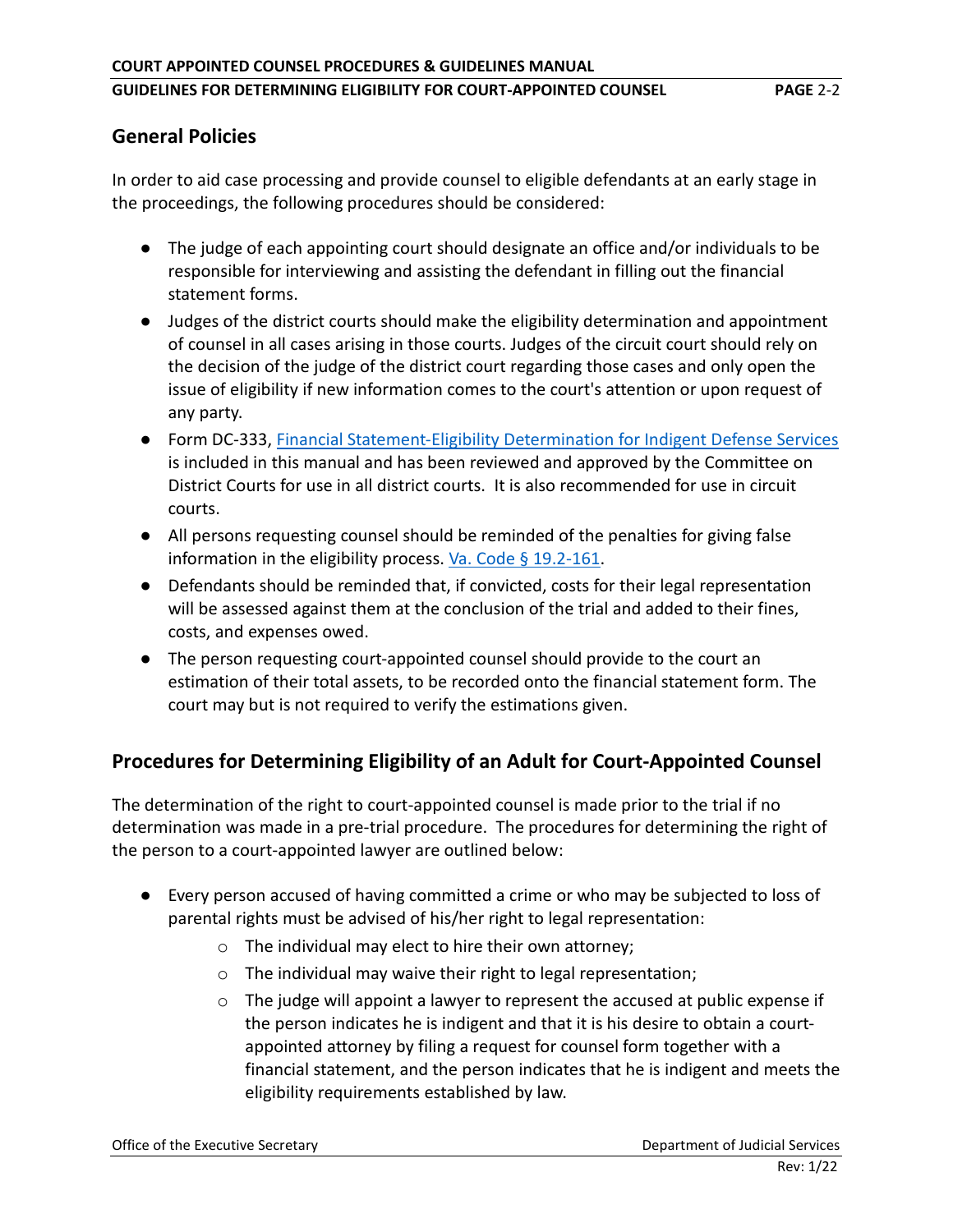## General Policies

In order to aid case processing and provide counsel to eligible defendants at an early stage in the proceedings, the following procedures should be considered:

- The judge of each appointing court should designate an office and/or individuals to be responsible for interviewing and assisting the defendant in filling out the financial statement forms.
- Judges of the district courts should make the eligibility determination and appointment of counsel in all cases arising in those courts. Judges of the circuit court should rely on the decision of the judge of the district court regarding those cases and only open the issue of eligibility if new information comes to the court's attention or upon request of any party.
- Form DC-333, Financial Statement-Eligibility Determination for Indigent Defense Services is included in this manual and has been reviewed and approved by the Committee on District Courts for use in all district courts. It is also recommended for use in circuit courts.
- All persons requesting counsel should be reminded of the penalties for giving false information in the eligibility process. Va. Code § 19.2-161.
- Defendants should be reminded that, if convicted, costs for their legal representation will be assessed against them at the conclusion of the trial and added to their fines, costs, and expenses owed.
- The person requesting court-appointed counsel should provide to the court an estimation of their total assets, to be recorded onto the financial statement form. The court may but is not required to verify the estimations given.

## Procedures for Determining Eligibility of an Adult for Court-Appointed Counsel

The determination of the right to court-appointed counsel is made prior to the trial if no determination was made in a pre-trial procedure. The procedures for determining the right of the person to a court-appointed lawyer are outlined below:

- Every person accused of having committed a crime or who may be subjected to loss of parental rights must be advised of his/her right to legal representation:
  - The individual may elect to hire their own attorney;
  - The individual may waive their right to legal representation;
  - The judge will appoint a lawyer to represent the accused at public expense if the person indicates he is indigent and that it is his desire to obtain a court-appointed attorney by filing a request for counsel form together with a financial statement, and the person indicates that he is indigent and meets the eligibility requirements established by law.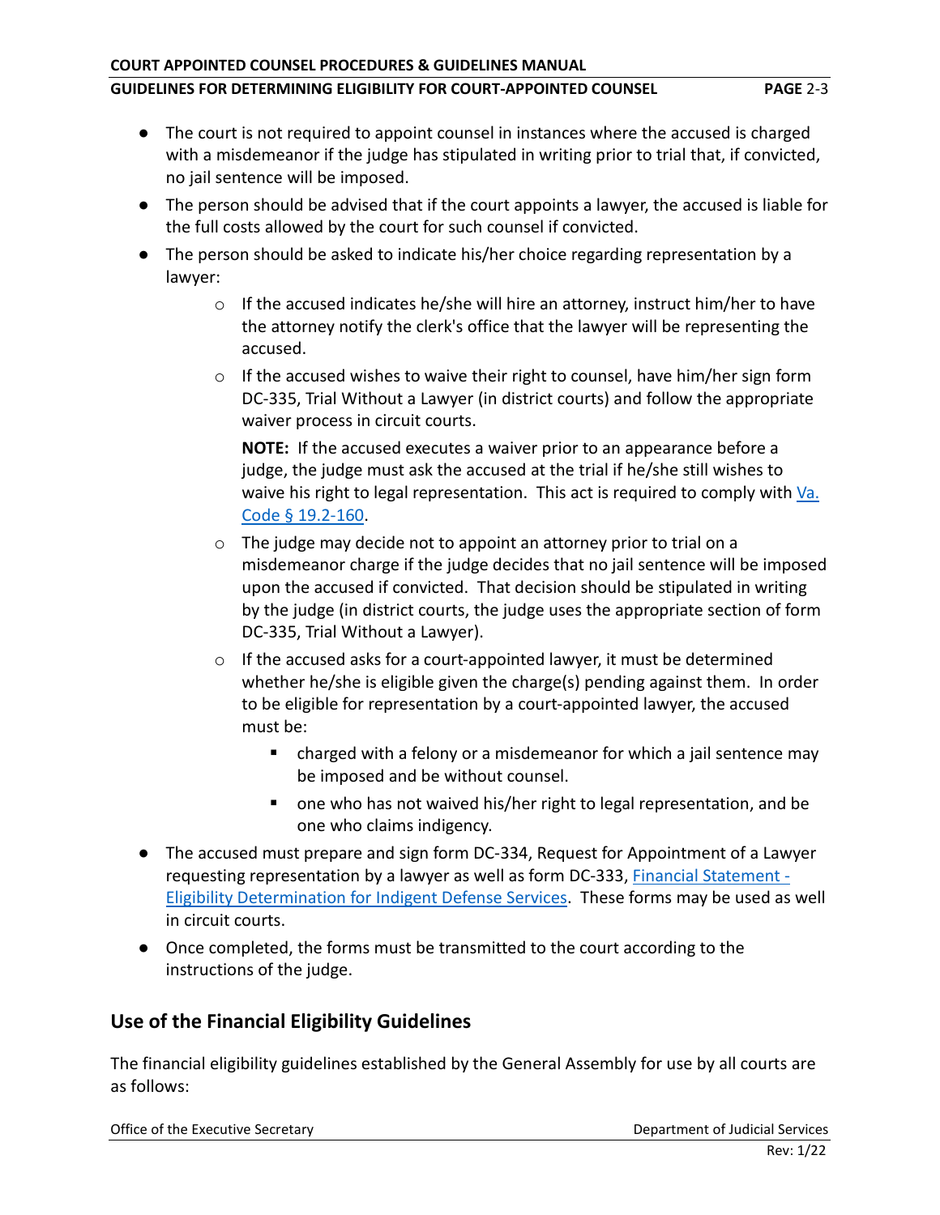- The court is not required to appoint counsel in instances where the accused is charged with a misdemeanor if the judge has stipulated in writing prior to trial that, if convicted, no jail sentence will be imposed.
- The person should be advised that if the court appoints a lawyer, the accused is liable for the full costs allowed by the court for such counsel if convicted.
- The person should be asked to indicate his/her choice regarding representation by a lawyer:
  - If the accused indicates he/she will hire an attorney, instruct him/her to have the attorney notify the clerk's office that the lawyer will be representing the accused.
  - If the accused wishes to waive their right to counsel, have him/her sign form DC-335, Trial Without a Lawyer (in district courts) and follow the appropriate waiver process in circuit courts.

    **NOTE:** If the accused executes a waiver prior to an appearance before a judge, the judge must ask the accused at the trial if he/she still wishes to waive his right to legal representation. This act is required to comply with [Va. Code § 19.2-160]().
  - The judge may decide not to appoint an attorney prior to trial on a misdemeanor charge if the judge decides that no jail sentence will be imposed upon the accused if convicted. That decision should be stipulated in writing by the judge (in district courts, the judge uses the appropriate section of form DC-335, Trial Without a Lawyer).
  - If the accused asks for a court-appointed lawyer, it must be determined whether he/she is eligible given the charge(s) pending against them. In order to be eligible for representation by a court-appointed lawyer, the accused must be:
    - charged with a felony or a misdemeanor for which a jail sentence may be imposed and be without counsel.
    - one who has not waived his/her right to legal representation, and be one who claims indigency.
- The accused must prepare and sign form DC-334, Request for Appointment of a Lawyer requesting representation by a lawyer as well as form DC-333, [Financial Statement - Eligibility Determination for Indigent Defense Services](). These forms may be used as well in circuit courts.
- Once completed, the forms must be transmitted to the court according to the instructions of the judge.

## Use of the Financial Eligibility Guidelines

The financial eligibility guidelines established by the General Assembly for use by all courts are as follows: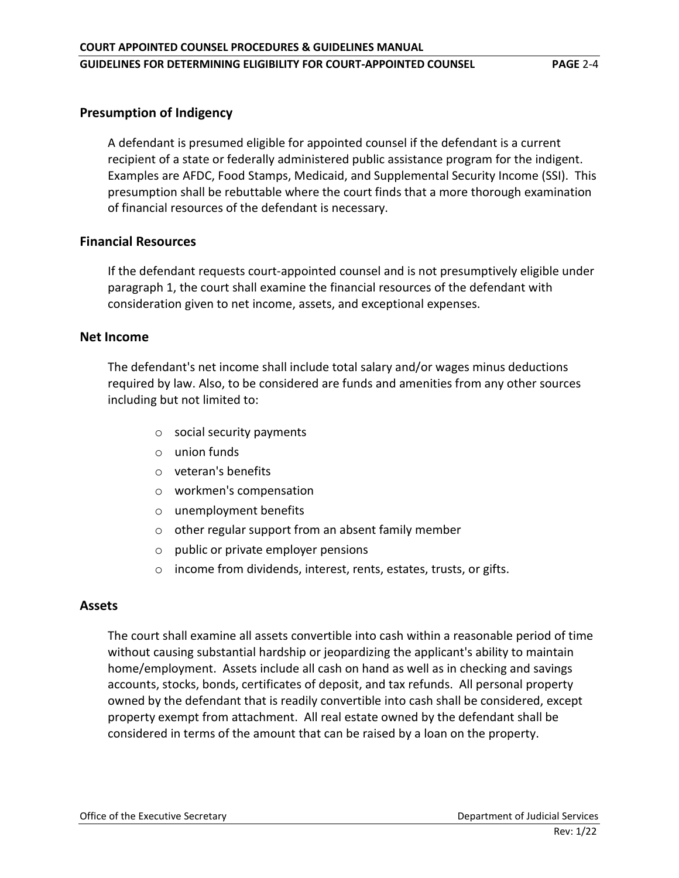## Presumption of Indigency

A defendant is presumed eligible for appointed counsel if the defendant is a current recipient of a state or federally administered public assistance program for the indigent. Examples are AFDC, Food Stamps, Medicaid, and Supplemental Security Income (SSI). This presumption shall be rebuttable where the court finds that a more thorough examination of financial resources of the defendant is necessary.

## Financial Resources

If the defendant requests court-appointed counsel and is not presumptively eligible under paragraph 1, the court shall examine the financial resources of the defendant with consideration given to net income, assets, and exceptional expenses.

## Net Income

The defendant's net income shall include total salary and/or wages minus deductions required by law. Also, to be considered are funds and amenities from any other sources including but not limited to:

- social security payments
- union funds
- veteran's benefits
- workmen's compensation
- unemployment benefits
- other regular support from an absent family member
- public or private employer pensions
- income from dividends, interest, rents, estates, trusts, or gifts.

## Assets

The court shall examine all assets convertible into cash within a reasonable period of time without causing substantial hardship or jeopardizing the applicant's ability to maintain home/employment. Assets include all cash on hand as well as in checking and savings accounts, stocks, bonds, certificates of deposit, and tax refunds. All personal property owned by the defendant that is readily convertible into cash shall be considered, except property exempt from attachment. All real estate owned by the defendant shall be considered in terms of the amount that can be raised by a loan on the property.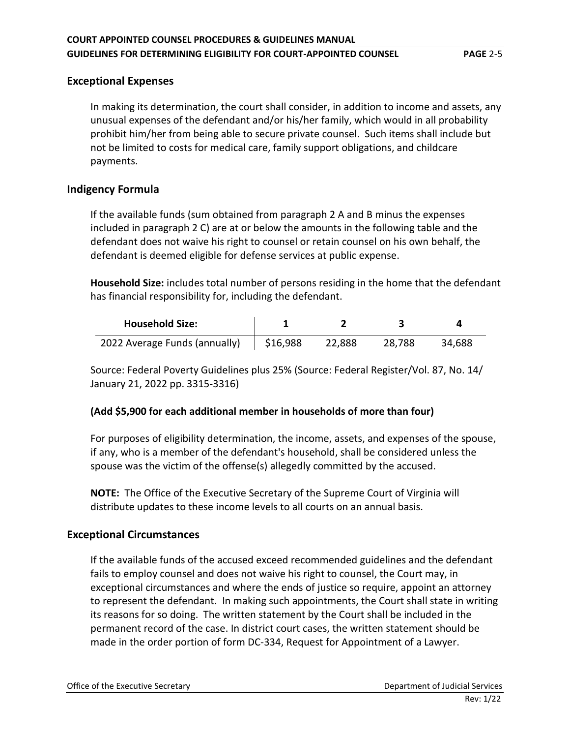## Exceptional Expenses

In making its determination, the court shall consider, in addition to income and assets, any unusual expenses of the defendant and/or his/her family, which would in all probability prohibit him/her from being able to secure private counsel. Such items shall include but not be limited to costs for medical care, family support obligations, and childcare payments.

## Indigency Formula

If the available funds (sum obtained from paragraph 2 A and B minus the expenses included in paragraph 2 C) are at or below the amounts in the following table and the defendant does not waive his right to counsel or retain counsel on his own behalf, the defendant is deemed eligible for defense services at public expense.

**Household Size:** includes total number of persons residing in the home that the defendant has financial responsibility for, including the defendant.

| Household Size: | 1 | 2 | 3 | 4 |
|---|---|---|---|---|
| 2022 Average Funds (annually) | $16,988 | 22,888 | 28,788 | 34,688 |

Source: Federal Poverty Guidelines plus 25% (Source: Federal Register/Vol. 87, No. 14/ January 21, 2022 pp. 3315-3316)

**(Add $5,900 for each additional member in households of more than four)**

For purposes of eligibility determination, the income, assets, and expenses of the spouse, if any, who is a member of the defendant's household, shall be considered unless the spouse was the victim of the offense(s) allegedly committed by the accused.

**NOTE:** The Office of the Executive Secretary of the Supreme Court of Virginia will distribute updates to these income levels to all courts on an annual basis.

## Exceptional Circumstances

If the available funds of the accused exceed recommended guidelines and the defendant fails to employ counsel and does not waive his right to counsel, the Court may, in exceptional circumstances and where the ends of justice so require, appoint an attorney to represent the defendant. In making such appointments, the Court shall state in writing its reasons for so doing. The written statement by the Court shall be included in the permanent record of the case. In district court cases, the written statement should be made in the order portion of form DC-334, Request for Appointment of a Lawyer.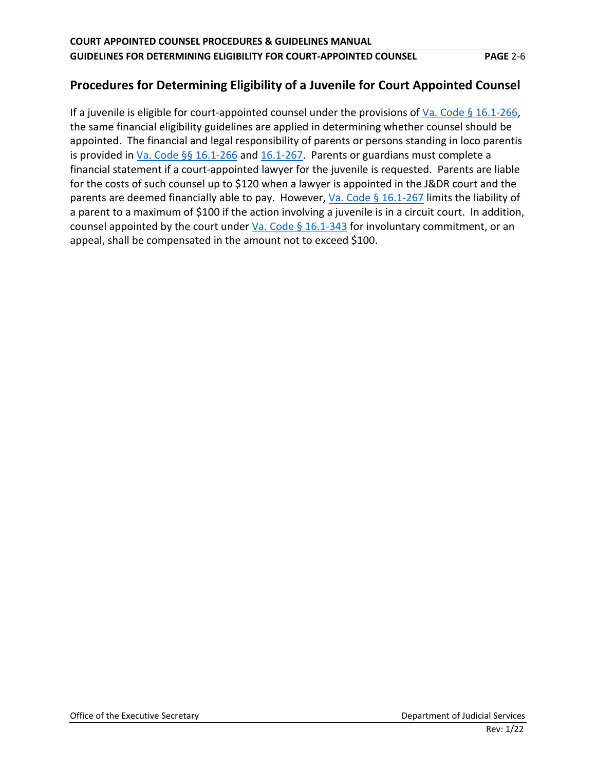## Procedures for Determining Eligibility of a Juvenile for Court Appointed Counsel

If a juvenile is eligible for court-appointed counsel under the provisions of [Va. Code § 16.1-266](), the same financial eligibility guidelines are applied in determining whether counsel should be appointed. The financial and legal responsibility of parents or persons standing in loco parentis is provided in [Va. Code §§ 16.1-266]() and [16.1-267](). Parents or guardians must complete a financial statement if a court-appointed lawyer for the juvenile is requested. Parents are liable for the costs of such counsel up to $120 when a lawyer is appointed in the J&DR court and the parents are deemed financially able to pay. However, [Va. Code § 16.1-267]() limits the liability of a parent to a maximum of $100 if the action involving a juvenile is in a circuit court. In addition, counsel appointed by the court under [Va. Code § 16.1-343]() for involuntary commitment, or an appeal, shall be compensated in the amount not to exceed $100.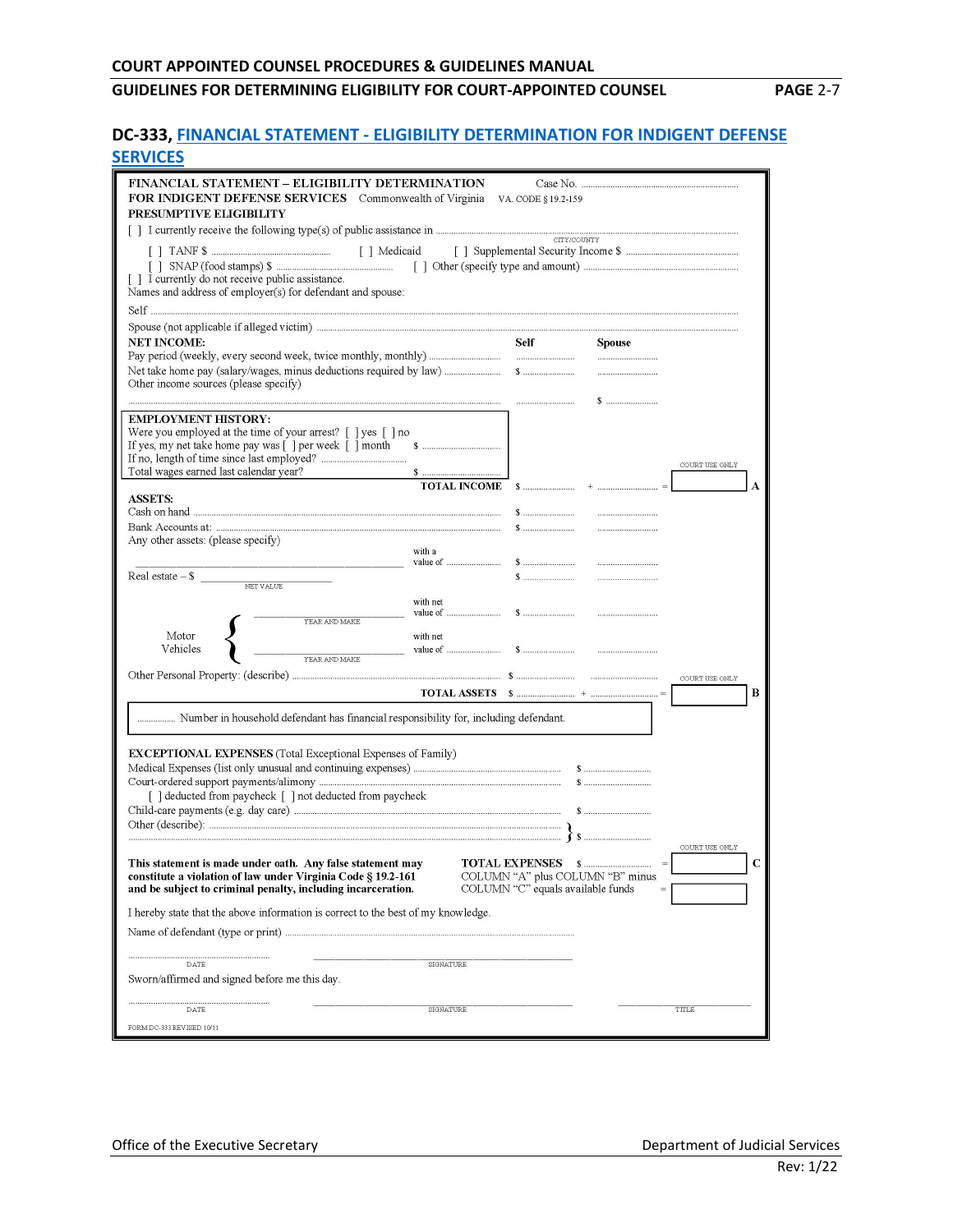## DC-333, FINANCIAL STATEMENT - ELIGIBILITY DETERMINATION FOR INDIGENT DEFENSE SERVICES

**FINANCIAL STATEMENT – ELIGIBILITY DETERMINATION FOR INDIGENT DEFENSE SERVICES** Commonwealth of Virginia VA. CODE § 19.2-159

Case No. ..................................

**PRESUMPTIVE ELIGIBILITY**

[ ] I currently receive the following type(s) of public assistance in .................................................. (CITY/COUNTY)

[ ] TANF $ ..................... [ ] Medicaid [ ] Supplemental Security Income $ .....................

[ ] SNAP (food stamps) $ ..................... [ ] Other (specify type and amount) .....................

[ ] I currently do not receive public assistance.

Names and address of employer(s) for defendant and spouse:

Self ..................................................

Spouse (not applicable if alleged victim) ..................................................

| **NET INCOME:** | **Self** | **Spouse** | |
|---|---|---|---|
| Pay period (weekly, every second week, twice monthly, monthly) ............ | ............ | ............ | |
| Net take home pay (salary/wages, minus deductions required by law) ............ | $ ............ | ............ | |
| Other income sources (please specify) ............ | ............ | $ ............ | |

**EMPLOYMENT HISTORY:**
Were you employed at the time of your arrest? [ ] yes [ ] no
If yes, my net take home pay was [ ] per week [ ] month $ ............
If no, length of time since last employed? ............
Total wages earned last calendar year? $ ............

| | | | COURT USE ONLY | |
|---|---|---|---|---|
| **TOTAL INCOME** | $ ............ | + ............ | = | **A** |

| **ASSETS:** | | | |
|---|---|---|---|
| Cash on hand ............ | $ ............ | ............ | |
| Bank Accounts at: ............ | $ ............ | ............ | |
| Any other assets: (please specify) ............ with a value of ............ | $ ............ | ............ | |
| Real estate – $ ............ (NET VALUE) | $ ............ | ............ | |
| Motor Vehicles: ............ (YEAR AND MAKE) with net value of ............ | $ ............ | ............ | |
| ............ (YEAR AND MAKE) with net value of ............ | $ ............ | ............ | |
| Other Personal Property: (describe) ............ | $ ............ | ............ | COURT USE ONLY |
| **TOTAL ASSETS** | $ ............ | + ............ | = **B** |

............ Number in household defendant has financial responsibility for, including defendant.

**EXCEPTIONAL EXPENSES** (Total Exceptional Expenses of Family)

Medical Expenses (list only unusual and continuing expenses) ............ $ ............

Court-ordered support payments/alimony ............ $ ............

[ ] deducted from paycheck [ ] not deducted from paycheck

Child-care payments (e.g. day care) ............ $ ............

Other (describe): ............ $ ............

COURT USE ONLY

**This statement is made under oath. Any false statement may constitute a violation of law under Virginia Code § 19.2-161 and be subject to criminal penalty, including incarceration.**

**TOTAL EXPENSES** $ ............ = **C**

COLUMN "A" plus COLUMN "B" minus COLUMN "C" equals available funds =

I hereby state that the above information is correct to the best of my knowledge.

Name of defendant (type or print) ............

............ DATE ............ SIGNATURE

Sworn/affirmed and signed before me this day.

............ DATE ............ SIGNATURE ............ TITLE

FORM DC-333 REVISED 10/11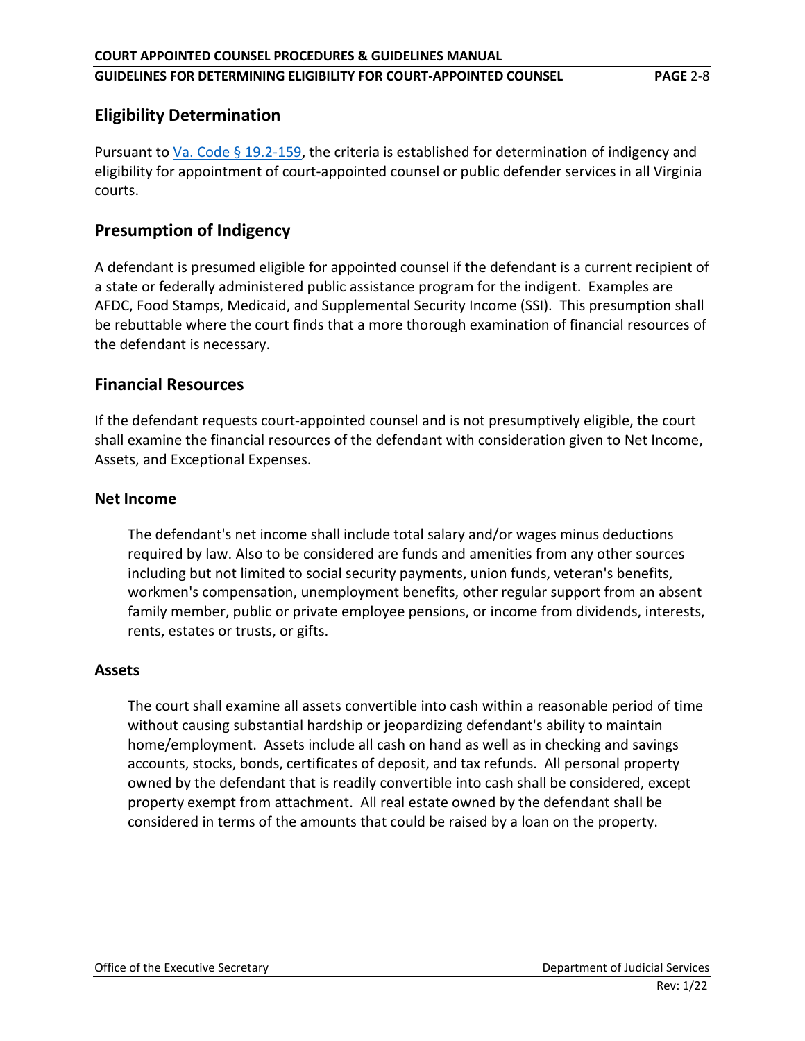## Eligibility Determination

Pursuant to [Va. Code § 19.2-159](), the criteria is established for determination of indigency and eligibility for appointment of court-appointed counsel or public defender services in all Virginia courts.

## Presumption of Indigency

A defendant is presumed eligible for appointed counsel if the defendant is a current recipient of a state or federally administered public assistance program for the indigent. Examples are AFDC, Food Stamps, Medicaid, and Supplemental Security Income (SSI). This presumption shall be rebuttable where the court finds that a more thorough examination of financial resources of the defendant is necessary.

## Financial Resources

If the defendant requests court-appointed counsel and is not presumptively eligible, the court shall examine the financial resources of the defendant with consideration given to Net Income, Assets, and Exceptional Expenses.

### Net Income

The defendant's net income shall include total salary and/or wages minus deductions required by law. Also to be considered are funds and amenities from any other sources including but not limited to social security payments, union funds, veteran's benefits, workmen's compensation, unemployment benefits, other regular support from an absent family member, public or private employee pensions, or income from dividends, interests, rents, estates or trusts, or gifts.

### Assets

The court shall examine all assets convertible into cash within a reasonable period of time without causing substantial hardship or jeopardizing defendant's ability to maintain home/employment. Assets include all cash on hand as well as in checking and savings accounts, stocks, bonds, certificates of deposit, and tax refunds. All personal property owned by the defendant that is readily convertible into cash shall be considered, except property exempt from attachment. All real estate owned by the defendant shall be considered in terms of the amounts that could be raised by a loan on the property.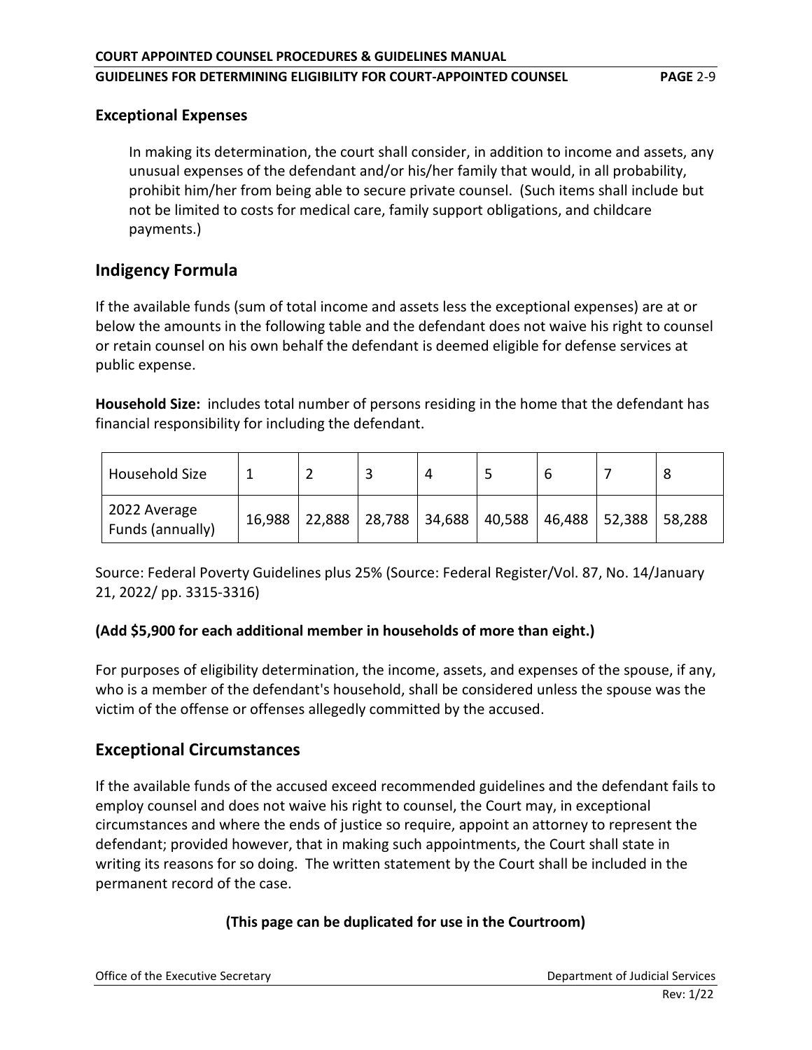### Exceptional Expenses

In making its determination, the court shall consider, in addition to income and assets, any unusual expenses of the defendant and/or his/her family that would, in all probability, prohibit him/her from being able to secure private counsel. (Such items shall include but not be limited to costs for medical care, family support obligations, and childcare payments.)

## Indigency Formula

If the available funds (sum of total income and assets less the exceptional expenses) are at or below the amounts in the following table and the defendant does not waive his right to counsel or retain counsel on his own behalf the defendant is deemed eligible for defense services at public expense.

**Household Size:** includes total number of persons residing in the home that the defendant has financial responsibility for including the defendant.

| Household Size | 1 | 2 | 3 | 4 | 5 | 6 | 7 | 8 |
|---|---|---|---|---|---|---|---|---|
| 2022 Average Funds (annually) | 16,988 | 22,888 | 28,788 | 34,688 | 40,588 | 46,488 | 52,388 | 58,288 |

Source: Federal Poverty Guidelines plus 25% (Source: Federal Register/Vol. 87, No. 14/January 21, 2022/ pp. 3315-3316)

**(Add $5,900 for each additional member in households of more than eight.)**

For purposes of eligibility determination, the income, assets, and expenses of the spouse, if any, who is a member of the defendant's household, shall be considered unless the spouse was the victim of the offense or offenses allegedly committed by the accused.

## Exceptional Circumstances

If the available funds of the accused exceed recommended guidelines and the defendant fails to employ counsel and does not waive his right to counsel, the Court may, in exceptional circumstances and where the ends of justice so require, appoint an attorney to represent the defendant; provided however, that in making such appointments, the Court shall state in writing its reasons for so doing. The written statement by the Court shall be included in the permanent record of the case.

**(This page can be duplicated for use in the Courtroom)**